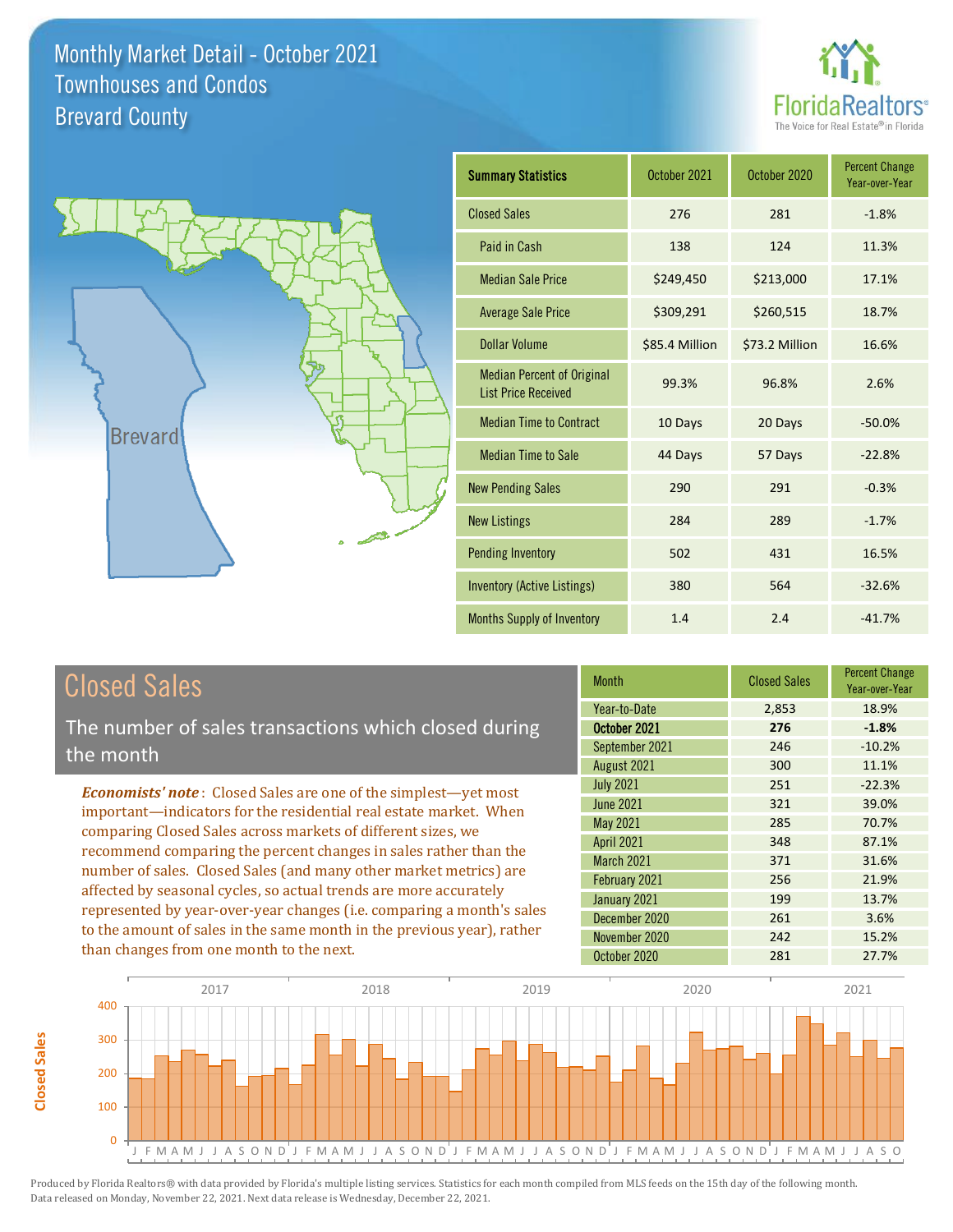# Monthly Market Detail - October 2021
## Townhouses and Condos
## Brevard County

| Summary Statistics | October 2021 | October 2020 | Percent Change Year-over-Year |
|---|---|---|---|
| Closed Sales | 276 | 281 | -1.8% |
| Paid in Cash | 138 | 124 | 11.3% |
| Median Sale Price | $249,450 | $213,000 | 17.1% |
| Average Sale Price | $309,291 | $260,515 | 18.7% |
| Dollar Volume | $85.4 Million | $73.2 Million | 16.6% |
| Median Percent of Original List Price Received | 99.3% | 96.8% | 2.6% |
| Median Time to Contract | 10 Days | 20 Days | -50.0% |
| Median Time to Sale | 44 Days | 57 Days | -22.8% |
| New Pending Sales | 290 | 291 | -0.3% |
| New Listings | 284 | 289 | -1.7% |
| Pending Inventory | 502 | 431 | 16.5% |
| Inventory (Active Listings) | 380 | 564 | -32.6% |
| Months Supply of Inventory | 1.4 | 2.4 | -41.7% |

## Closed Sales

The number of sales transactions which closed during the month

*Economists' note*: Closed Sales are one of the simplest—yet most important—indicators for the residential real estate market. When comparing Closed Sales across markets of different sizes, we recommend comparing the percent changes in sales rather than the number of sales. Closed Sales (and many other market metrics) are affected by seasonal cycles, so actual trends are more accurately represented by year-over-year changes (i.e. comparing a month's sales to the amount of sales in the same month in the previous year), rather than changes from one month to the next.

| Month | Closed Sales | Percent Change Year-over-Year |
|---|---|---|
| Year-to-Date | 2,853 | 18.9% |
| **October 2021** | **276** | **-1.8%** |
| September 2021 | 246 | -10.2% |
| August 2021 | 300 | 11.1% |
| July 2021 | 251 | -22.3% |
| June 2021 | 321 | 39.0% |
| May 2021 | 285 | 70.7% |
| April 2021 | 348 | 87.1% |
| March 2021 | 371 | 31.6% |
| February 2021 | 256 | 21.9% |
| January 2021 | 199 | 13.7% |
| December 2020 | 261 | 3.6% |
| November 2020 | 242 | 15.2% |
| October 2020 | 281 | 27.7% |

Produced by Florida Realtors® with data provided by Florida's multiple listing services. Statistics for each month compiled from MLS feeds on the 15th day of the following month. Data released on Monday, November 22, 2021. Next data release is Wednesday, December 22, 2021.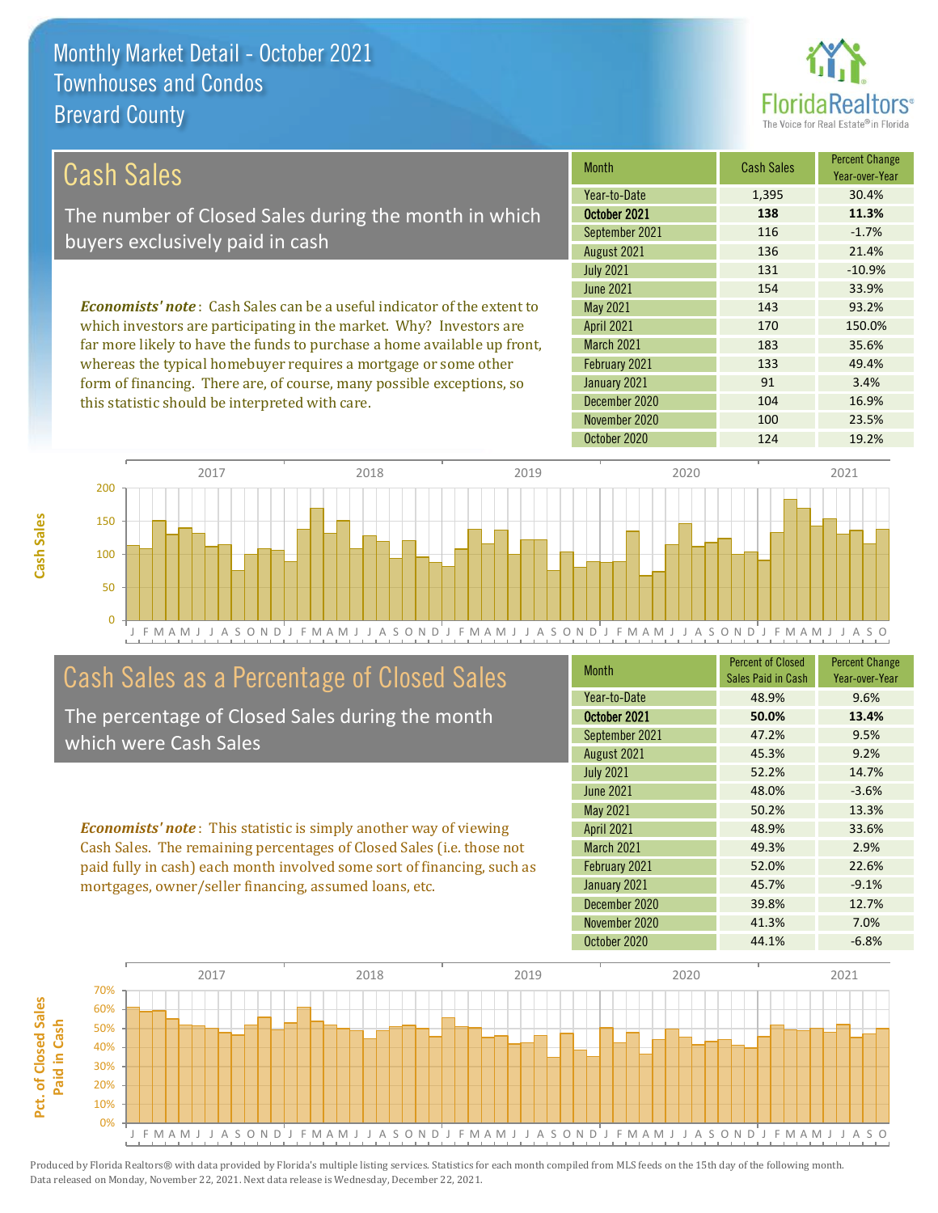# Monthly Market Detail - October 2021
## Townhouses and Condos
## Brevard County

## Cash Sales

The number of Closed Sales during the month in which buyers exclusively paid in cash

*Economists' note*: Cash Sales can be a useful indicator of the extent to which investors are participating in the market. Why? Investors are far more likely to have the funds to purchase a home available up front, whereas the typical homebuyer requires a mortgage or some other form of financing. There are, of course, many possible exceptions, so this statistic should be interpreted with care.

| Month | Cash Sales | Percent Change Year-over-Year |
|---|---|---|
| Year-to-Date | 1,395 | 30.4% |
| **October 2021** | **138** | **11.3%** |
| September 2021 | 116 | -1.7% |
| August 2021 | 136 | 21.4% |
| July 2021 | 131 | -10.9% |
| June 2021 | 154 | 33.9% |
| May 2021 | 143 | 93.2% |
| April 2021 | 170 | 150.0% |
| March 2021 | 183 | 35.6% |
| February 2021 | 133 | 49.4% |
| January 2021 | 91 | 3.4% |
| December 2020 | 104 | 16.9% |
| November 2020 | 100 | 23.5% |
| October 2020 | 124 | 19.2% |

## Cash Sales as a Percentage of Closed Sales

The percentage of Closed Sales during the month which were Cash Sales

*Economists' note*: This statistic is simply another way of viewing Cash Sales. The remaining percentages of Closed Sales (i.e. those not paid fully in cash) each month involved some sort of financing, such as mortgages, owner/seller financing, assumed loans, etc.

| Month | Percent of Closed Sales Paid in Cash | Percent Change Year-over-Year |
|---|---|---|
| Year-to-Date | 48.9% | 9.6% |
| **October 2021** | **50.0%** | **13.4%** |
| September 2021 | 47.2% | 9.5% |
| August 2021 | 45.3% | 9.2% |
| July 2021 | 52.2% | 14.7% |
| June 2021 | 48.0% | -3.6% |
| May 2021 | 50.2% | 13.3% |
| April 2021 | 48.9% | 33.6% |
| March 2021 | 49.3% | 2.9% |
| February 2021 | 52.0% | 22.6% |
| January 2021 | 45.7% | -9.1% |
| December 2020 | 39.8% | 12.7% |
| November 2020 | 41.3% | 7.0% |
| October 2020 | 44.1% | -6.8% |

Produced by Florida Realtors® with data provided by Florida's multiple listing services. Statistics for each month compiled from MLS feeds on the 15th day of the following month. Data released on Monday, November 22, 2021. Next data release is Wednesday, December 22, 2021.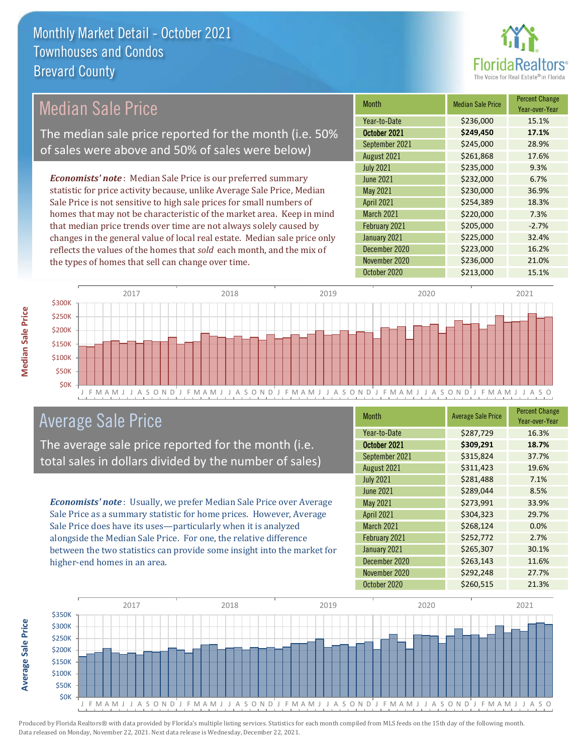# Monthly Market Detail - October 2021
## Townhouses and Condos
## Brevard County

## Median Sale Price

The median sale price reported for the month (i.e. 50% of sales were above and 50% of sales were below)

*Economists' note*: Median Sale Price is our preferred summary statistic for price activity because, unlike Average Sale Price, Median Sale Price is not sensitive to high sale prices for small numbers of homes that may not be characteristic of the market area. Keep in mind that median price trends over time are not always solely caused by changes in the general value of local real estate. Median sale price only reflects the values of the homes that *sold* each month, and the mix of the types of homes that sell can change over time.

| Month | Median Sale Price | Percent Change Year-over-Year |
|---|---|---|
| Year-to-Date | $236,000 | 15.1% |
| **October 2021** | **$249,450** | **17.1%** |
| September 2021 | $245,000 | 28.9% |
| August 2021 | $261,868 | 17.6% |
| July 2021 | $235,000 | 9.3% |
| June 2021 | $232,000 | 6.7% |
| May 2021 | $230,000 | 36.9% |
| April 2021 | $254,389 | 18.3% |
| March 2021 | $220,000 | 7.3% |
| February 2021 | $205,000 | -2.7% |
| January 2021 | $225,000 | 32.4% |
| December 2020 | $223,000 | 16.2% |
| November 2020 | $236,000 | 21.0% |
| October 2020 | $213,000 | 15.1% |

## Average Sale Price

The average sale price reported for the month (i.e. total sales in dollars divided by the number of sales)

*Economists' note*: Usually, we prefer Median Sale Price over Average Sale Price as a summary statistic for home prices. However, Average Sale Price does have its uses—particularly when it is analyzed alongside the Median Sale Price. For one, the relative difference between the two statistics can provide some insight into the market for higher-end homes in an area.

| Month | Average Sale Price | Percent Change Year-over-Year |
|---|---|---|
| Year-to-Date | $287,729 | 16.3% |
| **October 2021** | **$309,291** | **18.7%** |
| September 2021 | $315,824 | 37.7% |
| August 2021 | $311,423 | 19.6% |
| July 2021 | $281,488 | 7.1% |
| June 2021 | $289,044 | 8.5% |
| May 2021 | $273,991 | 33.9% |
| April 2021 | $304,323 | 29.7% |
| March 2021 | $268,124 | 0.0% |
| February 2021 | $252,772 | 2.7% |
| January 2021 | $265,307 | 30.1% |
| December 2020 | $263,143 | 11.6% |
| November 2020 | $292,248 | 27.7% |
| October 2020 | $260,515 | 21.3% |

Produced by Florida Realtors® with data provided by Florida's multiple listing services. Statistics for each month compiled from MLS feeds on the 15th day of the following month. Data released on Monday, November 22, 2021. Next data release is Wednesday, December 22, 2021.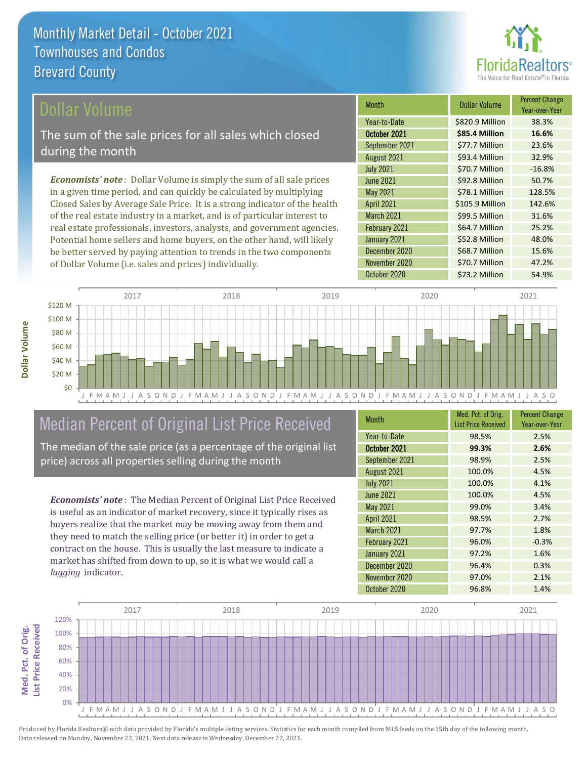# Monthly Market Detail - October 2021
## Townhouses and Condos
## Brevard County

## Dollar Volume

The sum of the sale prices for all sales which closed during the month

*Economists' note*: Dollar Volume is simply the sum of all sale prices in a given time period, and can quickly be calculated by multiplying Closed Sales by Average Sale Price. It is a strong indicator of the health of the real estate industry in a market, and is of particular interest to real estate professionals, investors, analysts, and government agencies. Potential home sellers and home buyers, on the other hand, will likely be better served by paying attention to trends in the two components of Dollar Volume (i.e. sales and prices) individually.

| Month | Dollar Volume | Percent Change Year-over-Year |
|---|---|---|
| Year-to-Date | $820.9 Million | 38.3% |
| **October 2021** | **$85.4 Million** | **16.6%** |
| September 2021 | $77.7 Million | 23.6% |
| August 2021 | $93.4 Million | 32.9% |
| July 2021 | $70.7 Million | -16.8% |
| June 2021 | $92.8 Million | 50.7% |
| May 2021 | $78.1 Million | 128.5% |
| April 2021 | $105.9 Million | 142.6% |
| March 2021 | $99.5 Million | 31.6% |
| February 2021 | $64.7 Million | 25.2% |
| January 2021 | $52.8 Million | 48.0% |
| December 2020 | $68.7 Million | 15.6% |
| November 2020 | $70.7 Million | 47.2% |
| October 2020 | $73.2 Million | 54.9% |

## Median Percent of Original List Price Received

The median of the sale price (as a percentage of the original list price) across all properties selling during the month

*Economists' note*: The Median Percent of Original List Price Received is useful as an indicator of market recovery, since it typically rises as buyers realize that the market may be moving away from them and they need to match the selling price (or better it) in order to get a contract on the house. This is usually the last measure to indicate a market has shifted from down to up, so it is what we would call a *lagging* indicator.

| Month | Med. Pct. of Orig. List Price Received | Percent Change Year-over-Year |
|---|---|---|
| Year-to-Date | 98.5% | 2.5% |
| **October 2021** | **99.3%** | **2.6%** |
| September 2021 | 98.9% | 2.5% |
| August 2021 | 100.0% | 4.5% |
| July 2021 | 100.0% | 4.1% |
| June 2021 | 100.0% | 4.5% |
| May 2021 | 99.0% | 3.4% |
| April 2021 | 98.5% | 2.7% |
| March 2021 | 97.7% | 1.8% |
| February 2021 | 96.0% | -0.3% |
| January 2021 | 97.2% | 1.6% |
| December 2020 | 96.4% | 0.3% |
| November 2020 | 97.0% | 2.1% |
| October 2020 | 96.8% | 1.4% |

Produced by Florida Realtors® with data provided by Florida's multiple listing services. Statistics for each month compiled from MLS feeds on the 15th day of the following month. Data released on Monday, November 22, 2021. Next data release is Wednesday, December 22, 2021.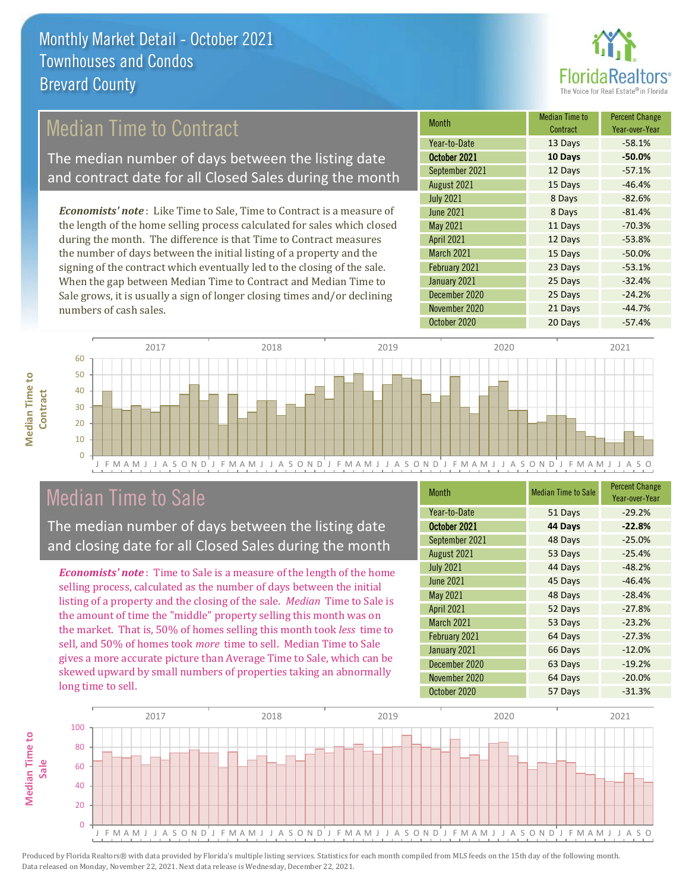# Monthly Market Detail - October 2021
## Townhouses and Condos
## Brevard County

## Median Time to Contract

The median number of days between the listing date and contract date for all Closed Sales during the month

***Economists' note***: Like Time to Sale, Time to Contract is a measure of the length of the home selling process calculated for sales which closed during the month. The difference is that Time to Contract measures the number of days between the initial listing of a property and the signing of the contract which eventually led to the closing of the sale. When the gap between Median Time to Contract and Median Time to Sale grows, it is usually a sign of longer closing times and/or declining numbers of cash sales.

| Month | Median Time to Contract | Percent Change Year-over-Year |
|---|---|---|
| Year-to-Date | 13 Days | -58.1% |
| **October 2021** | **10 Days** | **-50.0%** |
| September 2021 | 12 Days | -57.1% |
| August 2021 | 15 Days | -46.4% |
| July 2021 | 8 Days | -82.6% |
| June 2021 | 8 Days | -81.4% |
| May 2021 | 11 Days | -70.3% |
| April 2021 | 12 Days | -53.8% |
| March 2021 | 15 Days | -50.0% |
| February 2021 | 23 Days | -53.1% |
| January 2021 | 25 Days | -32.4% |
| December 2020 | 25 Days | -24.2% |
| November 2020 | 21 Days | -44.7% |
| October 2020 | 20 Days | -57.4% |

## Median Time to Sale

The median number of days between the listing date and closing date for all Closed Sales during the month

***Economists' note***: Time to Sale is a measure of the length of the home selling process, calculated as the number of days between the initial listing of a property and the closing of the sale. *Median* Time to Sale is the amount of time the "middle" property selling this month was on the market. That is, 50% of homes selling this month took *less* time to sell, and 50% of homes took *more* time to sell. Median Time to Sale gives a more accurate picture than Average Time to Sale, which can be skewed upward by small numbers of properties taking an abnormally long time to sell.

| Month | Median Time to Sale | Percent Change Year-over-Year |
|---|---|---|
| Year-to-Date | 51 Days | -29.2% |
| **October 2021** | **44 Days** | **-22.8%** |
| September 2021 | 48 Days | -25.0% |
| August 2021 | 53 Days | -25.4% |
| July 2021 | 44 Days | -48.2% |
| June 2021 | 45 Days | -46.4% |
| May 2021 | 48 Days | -28.4% |
| April 2021 | 52 Days | -27.8% |
| March 2021 | 53 Days | -23.2% |
| February 2021 | 64 Days | -27.3% |
| January 2021 | 66 Days | -12.0% |
| December 2020 | 63 Days | -19.2% |
| November 2020 | 64 Days | -20.0% |
| October 2020 | 57 Days | -31.3% |

Produced by Florida Realtors® with data provided by Florida's multiple listing services. Statistics for each month compiled from MLS feeds on the 15th day of the following month. Data released on Monday, November 22, 2021. Next data release is Wednesday, December 22, 2021.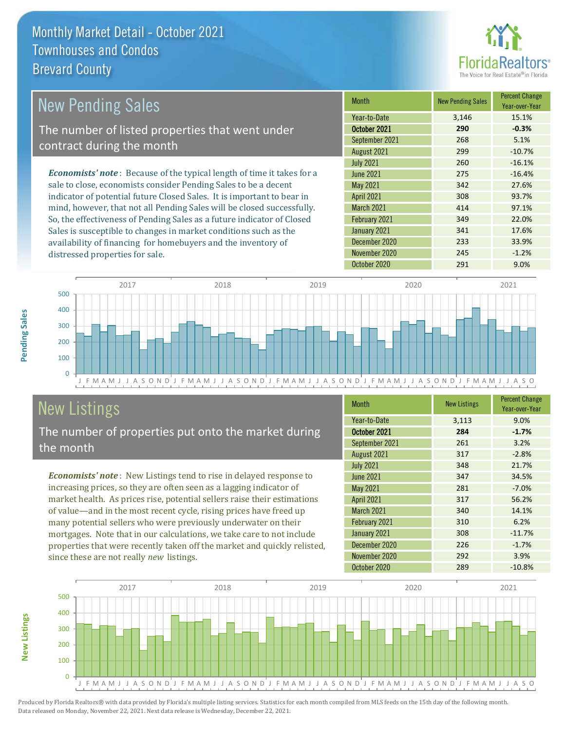# Monthly Market Detail - October 2021
## Townhouses and Condos
## Brevard County

## New Pending Sales

The number of listed properties that went under contract during the month

***Economists' note***: Because of the typical length of time it takes for a sale to close, economists consider Pending Sales to be a decent indicator of potential future Closed Sales. It is important to bear in mind, however, that not all Pending Sales will be closed successfully. So, the effectiveness of Pending Sales as a future indicator of Closed Sales is susceptible to changes in market conditions such as the availability of financing for homebuyers and the inventory of distressed properties for sale.

| Month | New Pending Sales | Percent Change Year-over-Year |
|---|---|---|
| Year-to-Date | 3,146 | 15.1% |
| **October 2021** | **290** | **-0.3%** |
| September 2021 | 268 | 5.1% |
| August 2021 | 299 | -10.7% |
| July 2021 | 260 | -16.1% |
| June 2021 | 275 | -16.4% |
| May 2021 | 342 | 27.6% |
| April 2021 | 308 | 93.7% |
| March 2021 | 414 | 97.1% |
| February 2021 | 349 | 22.0% |
| January 2021 | 341 | 17.6% |
| December 2020 | 233 | 33.9% |
| November 2020 | 245 | -1.2% |
| October 2020 | 291 | 9.0% |

## New Listings

The number of properties put onto the market during the month

***Economists' note***: New Listings tend to rise in delayed response to increasing prices, so they are often seen as a lagging indicator of market health. As prices rise, potential sellers raise their estimations of value—and in the most recent cycle, rising prices have freed up many potential sellers who were previously underwater on their mortgages. Note that in our calculations, we take care to not include properties that were recently taken off the market and quickly relisted, since these are not really *new* listings.

| Month | New Listings | Percent Change Year-over-Year |
|---|---|---|
| Year-to-Date | 3,113 | 9.0% |
| **October 2021** | **284** | **-1.7%** |
| September 2021 | 261 | 3.2% |
| August 2021 | 317 | -2.8% |
| July 2021 | 348 | 21.7% |
| June 2021 | 347 | 34.5% |
| May 2021 | 281 | -7.0% |
| April 2021 | 317 | 56.2% |
| March 2021 | 340 | 14.1% |
| February 2021 | 310 | 6.2% |
| January 2021 | 308 | -11.7% |
| December 2020 | 226 | -1.7% |
| November 2020 | 292 | 3.9% |
| October 2020 | 289 | -10.8% |

Produced by Florida Realtors® with data provided by Florida's multiple listing services. Statistics for each month compiled from MLS feeds on the 15th day of the following month. Data released on Monday, November 22, 2021. Next data release is Wednesday, December 22, 2021.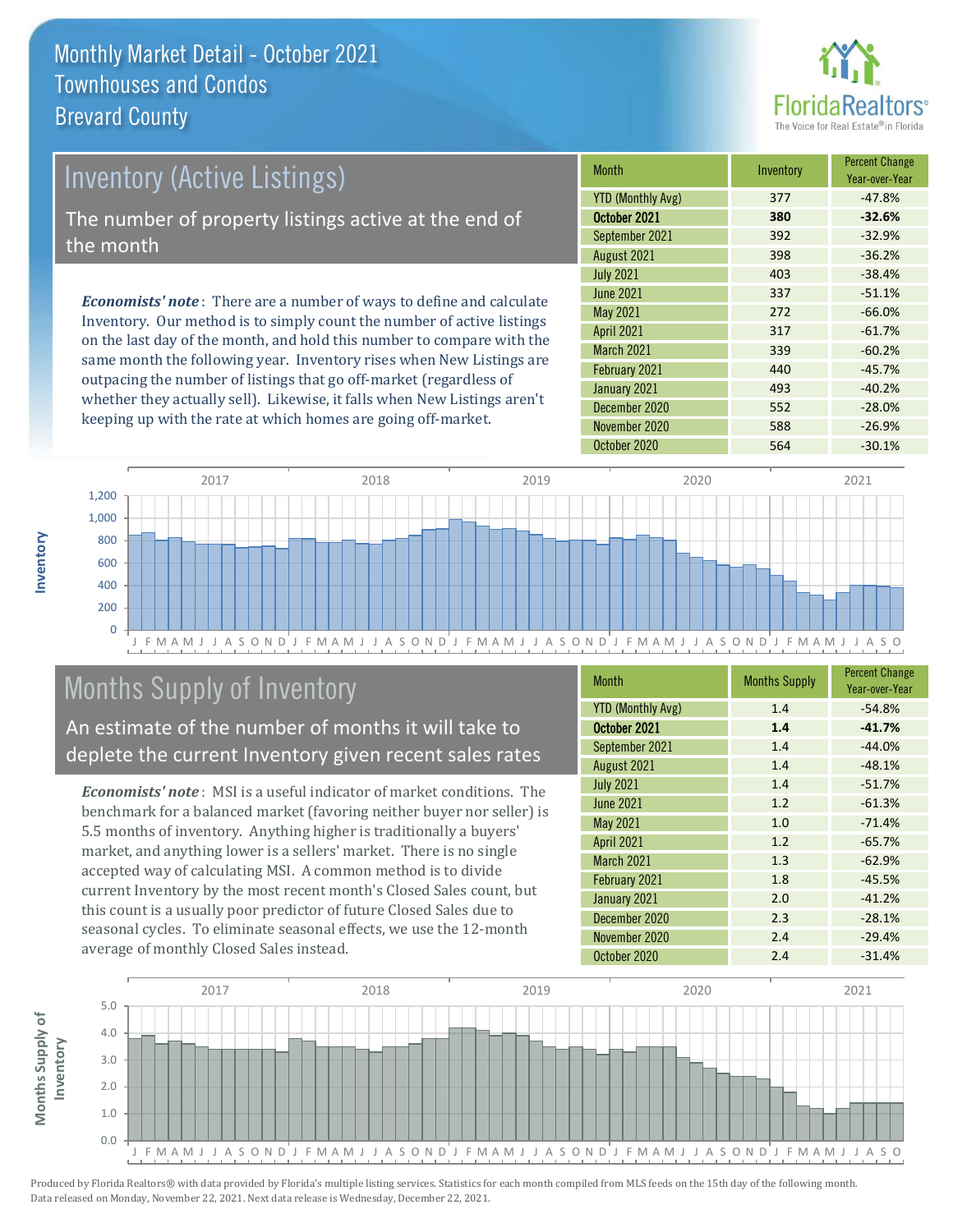# Monthly Market Detail - October 2021
## Townhouses and Condos
## Brevard County

## Inventory (Active Listings)

The number of property listings active at the end of the month

*Economists' note*: There are a number of ways to define and calculate Inventory. Our method is to simply count the number of active listings on the last day of the month, and hold this number to compare with the same month the following year. Inventory rises when New Listings are outpacing the number of listings that go off-market (regardless of whether they actually sell). Likewise, it falls when New Listings aren't keeping up with the rate at which homes are going off-market.

| Month | Inventory | Percent Change Year-over-Year |
|---|---|---|
| YTD (Monthly Avg) | 377 | -47.8% |
| **October 2021** | **380** | **-32.6%** |
| September 2021 | 392 | -32.9% |
| August 2021 | 398 | -36.2% |
| July 2021 | 403 | -38.4% |
| June 2021 | 337 | -51.1% |
| May 2021 | 272 | -66.0% |
| April 2021 | 317 | -61.7% |
| March 2021 | 339 | -60.2% |
| February 2021 | 440 | -45.7% |
| January 2021 | 493 | -40.2% |
| December 2020 | 552 | -28.0% |
| November 2020 | 588 | -26.9% |
| October 2020 | 564 | -30.1% |

## Months Supply of Inventory

An estimate of the number of months it will take to deplete the current Inventory given recent sales rates

*Economists' note*: MSI is a useful indicator of market conditions. The benchmark for a balanced market (favoring neither buyer nor seller) is 5.5 months of inventory. Anything higher is traditionally a buyers' market, and anything lower is a sellers' market. There is no single accepted way of calculating MSI. A common method is to divide current Inventory by the most recent month's Closed Sales count, but this count is a usually poor predictor of future Closed Sales due to seasonal cycles. To eliminate seasonal effects, we use the 12-month average of monthly Closed Sales instead.

| Month | Months Supply | Percent Change Year-over-Year |
|---|---|---|
| YTD (Monthly Avg) | 1.4 | -54.8% |
| **October 2021** | **1.4** | **-41.7%** |
| September 2021 | 1.4 | -44.0% |
| August 2021 | 1.4 | -48.1% |
| July 2021 | 1.4 | -51.7% |
| June 2021 | 1.2 | -61.3% |
| May 2021 | 1.0 | -71.4% |
| April 2021 | 1.2 | -65.7% |
| March 2021 | 1.3 | -62.9% |
| February 2021 | 1.8 | -45.5% |
| January 2021 | 2.0 | -41.2% |
| December 2020 | 2.3 | -28.1% |
| November 2020 | 2.4 | -29.4% |
| October 2020 | 2.4 | -31.4% |

Produced by Florida Realtors® with data provided by Florida's multiple listing services. Statistics for each month compiled from MLS feeds on the 15th day of the following month. Data released on Monday, November 22, 2021. Next data release is Wednesday, December 22, 2021.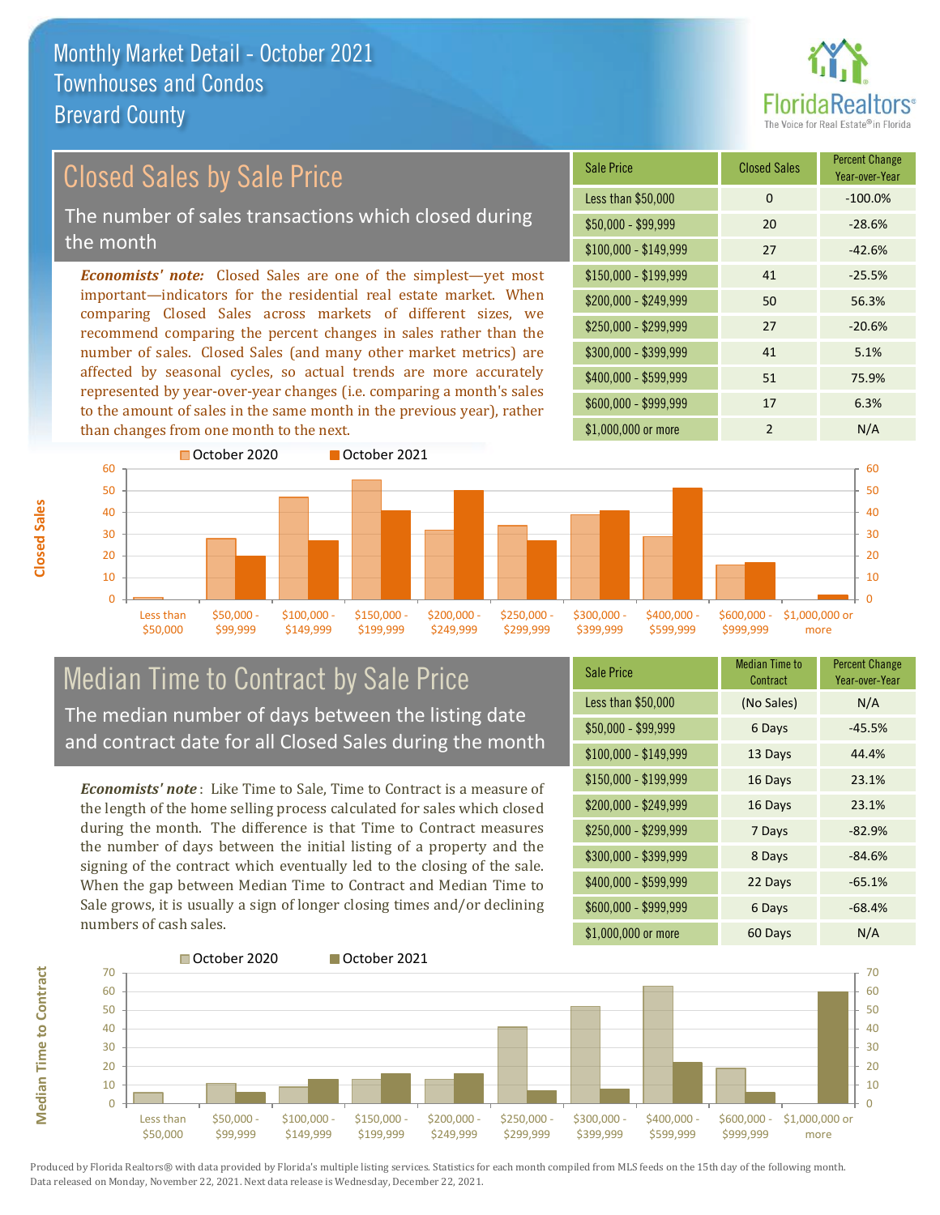# Monthly Market Detail - October 2021
## Townhouses and Condos
## Brevard County

## Closed Sales by Sale Price

The number of sales transactions which closed during the month

***Economists' note:*** Closed Sales are one of the simplest—yet most important—indicators for the residential real estate market. When comparing Closed Sales across markets of different sizes, we recommend comparing the percent changes in sales rather than the number of sales. Closed Sales (and many other market metrics) are affected by seasonal cycles, so actual trends are more accurately represented by year-over-year changes (i.e. comparing a month's sales to the amount of sales in the same month in the previous year), rather than changes from one month to the next.

| Sale Price | Closed Sales | Percent Change Year-over-Year |
|---|---|---|
| Less than $50,000 | 0 | -100.0% |
| $50,000 - $99,999 | 20 | -28.6% |
| $100,000 - $149,999 | 27 | -42.6% |
| $150,000 - $199,999 | 41 | -25.5% |
| $200,000 - $249,999 | 50 | 56.3% |
| $250,000 - $299,999 | 27 | -20.6% |
| $300,000 - $399,999 | 41 | 5.1% |
| $400,000 - $599,999 | 51 | 75.9% |
| $600,000 - $999,999 | 17 | 6.3% |
| $1,000,000 or more | 2 | N/A |

## Median Time to Contract by Sale Price

The median number of days between the listing date and contract date for all Closed Sales during the month

***Economists' note*:** Like Time to Sale, Time to Contract is a measure of the length of the home selling process calculated for sales which closed during the month. The difference is that Time to Contract measures the number of days between the initial listing of a property and the signing of the contract which eventually led to the closing of the sale. When the gap between Median Time to Contract and Median Time to Sale grows, it is usually a sign of longer closing times and/or declining numbers of cash sales.

| Sale Price | Median Time to Contract | Percent Change Year-over-Year |
|---|---|---|
| Less than $50,000 | (No Sales) | N/A |
| $50,000 - $99,999 | 6 Days | -45.5% |
| $100,000 - $149,999 | 13 Days | 44.4% |
| $150,000 - $199,999 | 16 Days | 23.1% |
| $200,000 - $249,999 | 16 Days | 23.1% |
| $250,000 - $299,999 | 7 Days | -82.9% |
| $300,000 - $399,999 | 8 Days | -84.6% |
| $400,000 - $599,999 | 22 Days | -65.1% |
| $600,000 - $999,999 | 6 Days | -68.4% |
| $1,000,000 or more | 60 Days | N/A |

Produced by Florida Realtors® with data provided by Florida's multiple listing services. Statistics for each month compiled from MLS feeds on the 15th day of the following month. Data released on Monday, November 22, 2021. Next data release is Wednesday, December 22, 2021.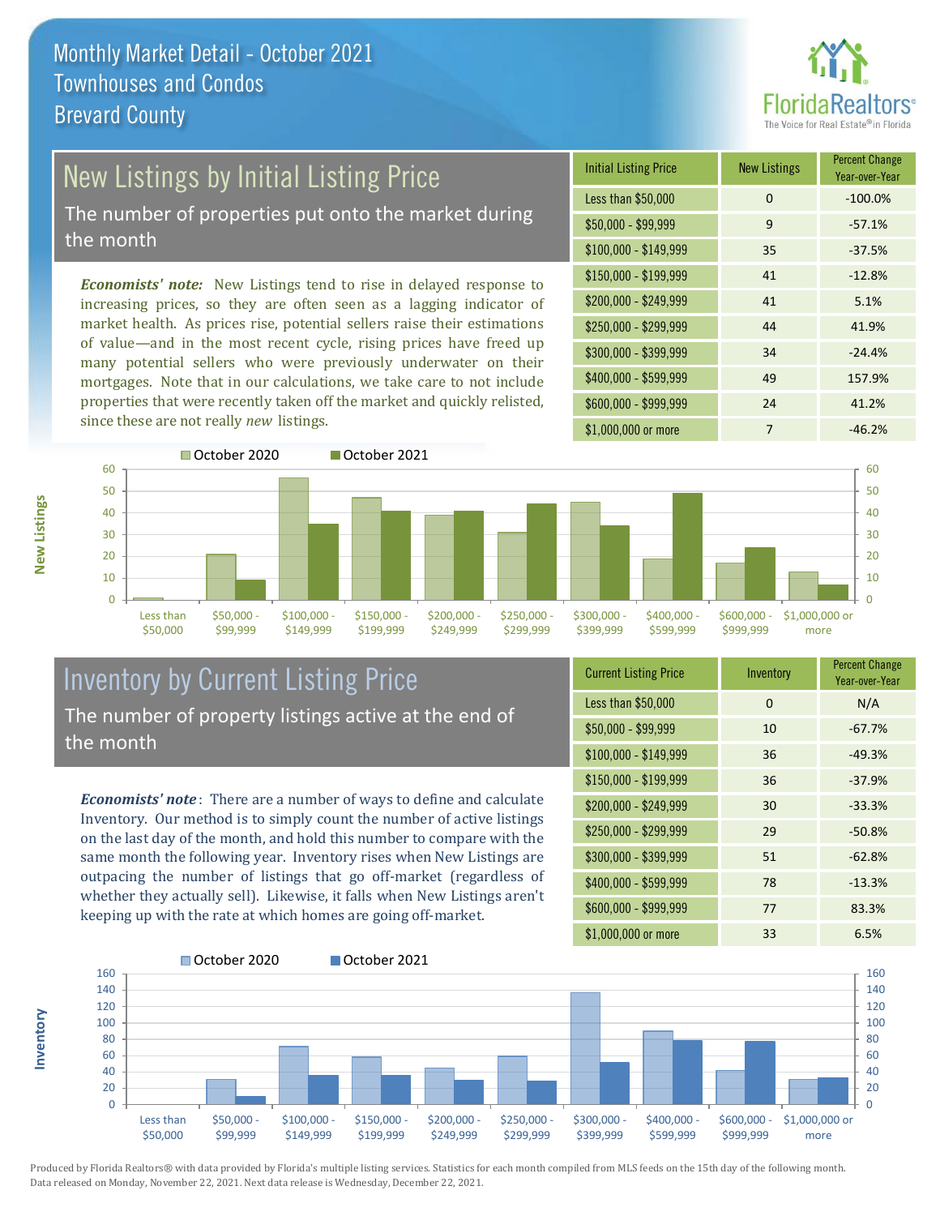# Monthly Market Detail - October 2021
## Townhouses and Condos
## Brevard County

## New Listings by Initial Listing Price

The number of properties put onto the market during the month

*Economists' note:* New Listings tend to rise in delayed response to increasing prices, so they are often seen as a lagging indicator of market health. As prices rise, potential sellers raise their estimations of value—and in the most recent cycle, rising prices have freed up many potential sellers who were previously underwater on their mortgages. Note that in our calculations, we take care to not include properties that were recently taken off the market and quickly relisted, since these are not really *new* listings.

| Initial Listing Price | New Listings | Percent Change Year-over-Year |
|---|---|---|
| Less than $50,000 | 0 | -100.0% |
| $50,000 - $99,999 | 9 | -57.1% |
| $100,000 - $149,999 | 35 | -37.5% |
| $150,000 - $199,999 | 41 | -12.8% |
| $200,000 - $249,999 | 41 | 5.1% |
| $250,000 - $299,999 | 44 | 41.9% |
| $300,000 - $399,999 | 34 | -24.4% |
| $400,000 - $599,999 | 49 | 157.9% |
| $600,000 - $999,999 | 24 | 41.2% |
| $1,000,000 or more | 7 | -46.2% |

## Inventory by Current Listing Price

The number of property listings active at the end of the month

*Economists' note*: There are a number of ways to define and calculate Inventory. Our method is to simply count the number of active listings on the last day of the month, and hold this number to compare with the same month the following year. Inventory rises when New Listings are outpacing the number of listings that go off-market (regardless of whether they actually sell). Likewise, it falls when New Listings aren't keeping up with the rate at which homes are going off-market.

| Current Listing Price | Inventory | Percent Change Year-over-Year |
|---|---|---|
| Less than $50,000 | 0 | N/A |
| $50,000 - $99,999 | 10 | -67.7% |
| $100,000 - $149,999 | 36 | -49.3% |
| $150,000 - $199,999 | 36 | -37.9% |
| $200,000 - $249,999 | 30 | -33.3% |
| $250,000 - $299,999 | 29 | -50.8% |
| $300,000 - $399,999 | 51 | -62.8% |
| $400,000 - $599,999 | 78 | -13.3% |
| $600,000 - $999,999 | 77 | 83.3% |
| $1,000,000 or more | 33 | 6.5% |

Produced by Florida Realtors® with data provided by Florida's multiple listing services. Statistics for each month compiled from MLS feeds on the 15th day of the following month. Data released on Monday, November 22, 2021. Next data release is Wednesday, December 22, 2021.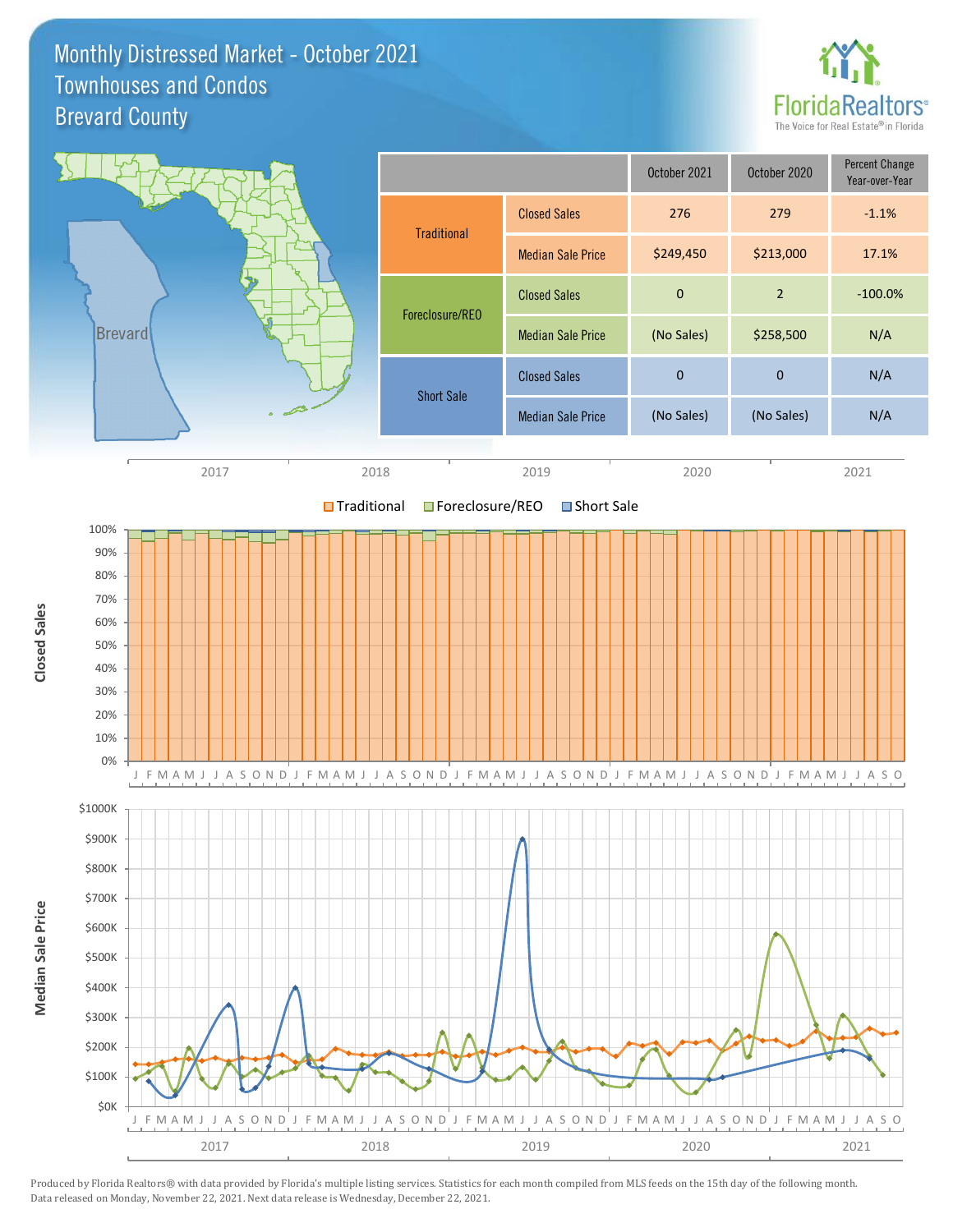# Monthly Distressed Market - October 2021
## Townhouses and Condos
## Brevard County

FloridaRealtors®
The Voice for Real Estate® in Florida

Brevard County

| | | October 2021 | October 2020 | Percent Change Year-over-Year |
|---|---|---|---|---|
| Traditional | Closed Sales | 276 | 279 | -1.1% |
| | Median Sale Price | $249,450 | $213,000 | 17.1% |
| Foreclosure/REO | Closed Sales | 0 | 2 | -100.0% |
| | Median Sale Price | (No Sales) | $258,500 | N/A |
| Short Sale | Closed Sales | 0 | 0 | N/A |
| | Median Sale Price | (No Sales) | (No Sales) | N/A |

2017 2018 2019 2020 2021

Traditional  Foreclosure/REO  Short Sale

Closed Sales

100% 90% 80% 70% 60% 50% 40% 30% 20% 10% 0%

J F M A M J J A S O N D J F M A M J J A S O N D J F M A M J J A S O N D J F M A M J J A S O N D J F M A M J J A S O

Median Sale Price

$1000K $900K $800K $700K $600K $500K $400K $300K $200K $100K $0K

J F M A M J J A S O N D J F M A M J J A S O N D J F M A M J J A S O N D J F M A M J J A S O N D J F M A M J J A S O

2017 2018 2019 2020 2021

Produced by Florida Realtors® with data provided by Florida's multiple listing services. Statistics for each month compiled from MLS feeds on the 15th day of the following month. Data released on Monday, November 22, 2021. Next data release is Wednesday, December 22, 2021.